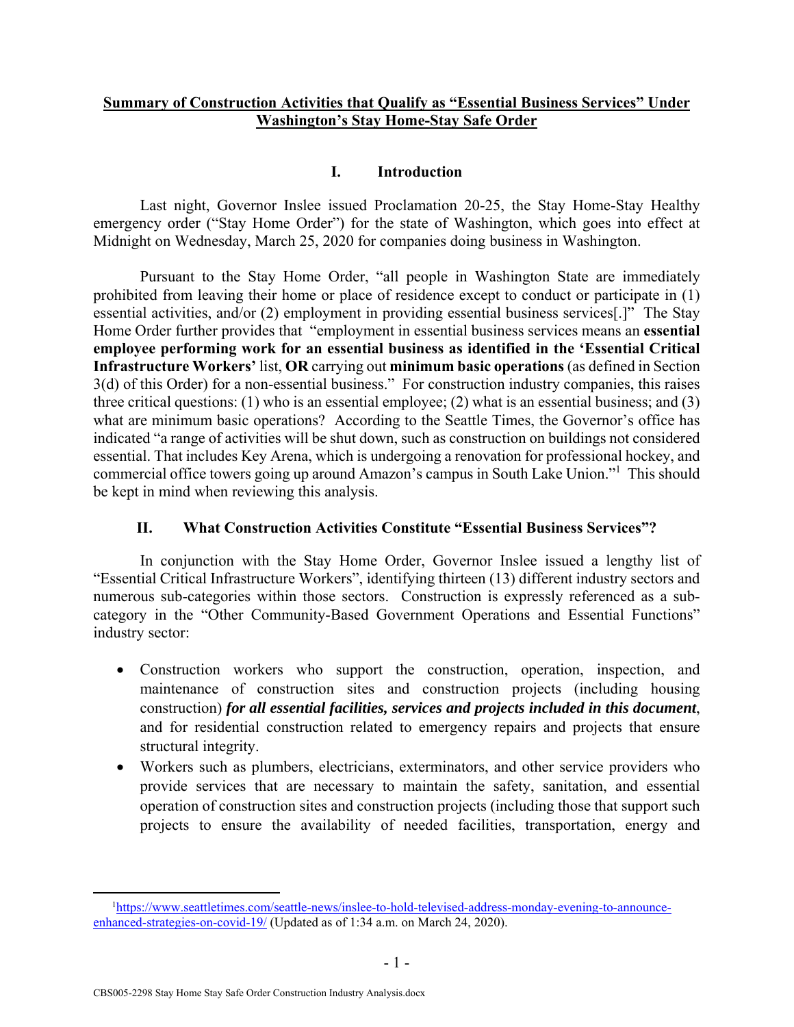# Summary of Construction Activities that Qualify as "Essential Business Services" Under Washington's Stay Home-Stay Safe Order

## I. Introduction

Last night, Governor Inslee issued Proclamation 20-25, the Stay Home-Stay Healthy emergency order ("Stay Home Order") for the state of Washington, which goes into effect at Midnight on Wednesday, March 25, 2020 for companies doing business in Washington.

Pursuant to the Stay Home Order, "all people in Washington State are immediately prohibited from leaving their home or place of residence except to conduct or participate in (1) essential activities, and/or (2) employment in providing essential business services[.]" The Stay Home Order further provides that "employment in essential business services means an **essential employee performing work for an essential business as identified in the 'Essential Critical Infrastructure Workers'** list, **OR** carrying out **minimum basic operations** (as defined in Section 3(d) of this Order) for a non-essential business." For construction industry companies, this raises three critical questions: (1) who is an essential employee; (2) what is an essential business; and (3) what are minimum basic operations? According to the Seattle Times, the Governor's office has indicated "a range of activities will be shut down, such as construction on buildings not considered essential. That includes Key Arena, which is undergoing a renovation for professional hockey, and commercial office towers going up around Amazon's campus in South Lake Union."[1] This should be kept in mind when reviewing this analysis.

## II. What Construction Activities Constitute "Essential Business Services"?

In conjunction with the Stay Home Order, Governor Inslee issued a lengthy list of "Essential Critical Infrastructure Workers", identifying thirteen (13) different industry sectors and numerous sub-categories within those sectors. Construction is expressly referenced as a sub-category in the "Other Community-Based Government Operations and Essential Functions" industry sector:

- Construction workers who support the construction, operation, inspection, and maintenance of construction sites and construction projects (including housing construction) ***for all essential facilities, services and projects included in this document***, and for residential construction related to emergency repairs and projects that ensure structural integrity.
- Workers such as plumbers, electricians, exterminators, and other service providers who provide services that are necessary to maintain the safety, sanitation, and essential operation of construction sites and construction projects (including those that support such projects to ensure the availability of needed facilities, transportation, energy and

---

[1] https://www.seattletimes.com/seattle-news/inslee-to-hold-televised-address-monday-evening-to-announce-enhanced-strategies-on-covid-19/ (Updated as of 1:34 a.m. on March 24, 2020).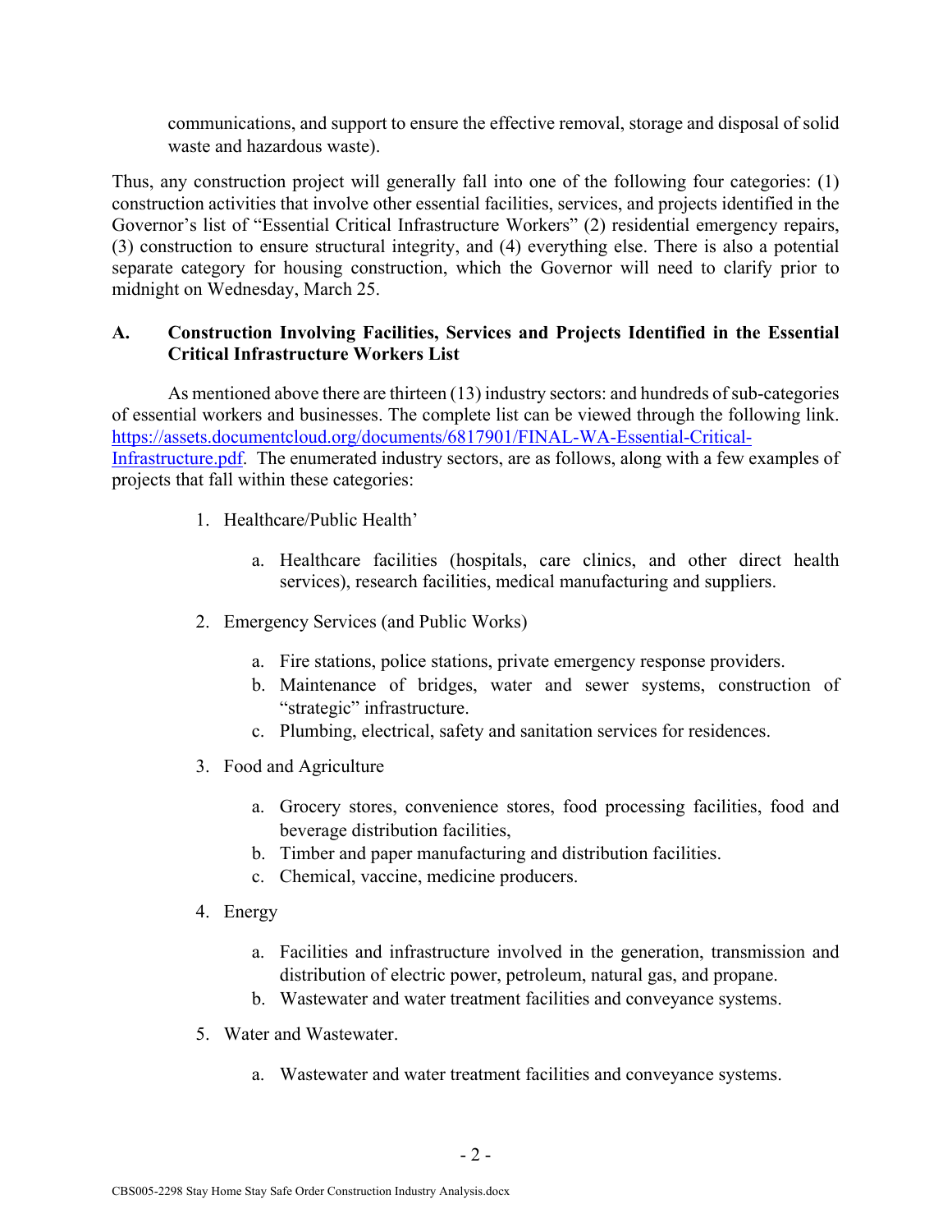communications, and support to ensure the effective removal, storage and disposal of solid waste and hazardous waste).

Thus, any construction project will generally fall into one of the following four categories: (1) construction activities that involve other essential facilities, services, and projects identified in the Governor's list of "Essential Critical Infrastructure Workers" (2) residential emergency repairs, (3) construction to ensure structural integrity, and (4) everything else. There is also a potential separate category for housing construction, which the Governor will need to clarify prior to midnight on Wednesday, March 25.

## A. Construction Involving Facilities, Services and Projects Identified in the Essential Critical Infrastructure Workers List

As mentioned above there are thirteen (13) industry sectors: and hundreds of sub-categories of essential workers and businesses. The complete list can be viewed through the following link. [https://assets.documentcloud.org/documents/6817901/FINAL-WA-Essential-Critical-Infrastructure.pdf](https://assets.documentcloud.org/documents/6817901/FINAL-WA-Essential-Critical-Infrastructure.pdf). The enumerated industry sectors, are as follows, along with a few examples of projects that fall within these categories:

1. Healthcare/Public Health'
   a. Healthcare facilities (hospitals, care clinics, and other direct health services), research facilities, medical manufacturing and suppliers.
2. Emergency Services (and Public Works)
   a. Fire stations, police stations, private emergency response providers.
   b. Maintenance of bridges, water and sewer systems, construction of "strategic" infrastructure.
   c. Plumbing, electrical, safety and sanitation services for residences.
3. Food and Agriculture
   a. Grocery stores, convenience stores, food processing facilities, food and beverage distribution facilities,
   b. Timber and paper manufacturing and distribution facilities.
   c. Chemical, vaccine, medicine producers.
4. Energy
   a. Facilities and infrastructure involved in the generation, transmission and distribution of electric power, petroleum, natural gas, and propane.
   b. Wastewater and water treatment facilities and conveyance systems.
5. Water and Wastewater.
   a. Wastewater and water treatment facilities and conveyance systems.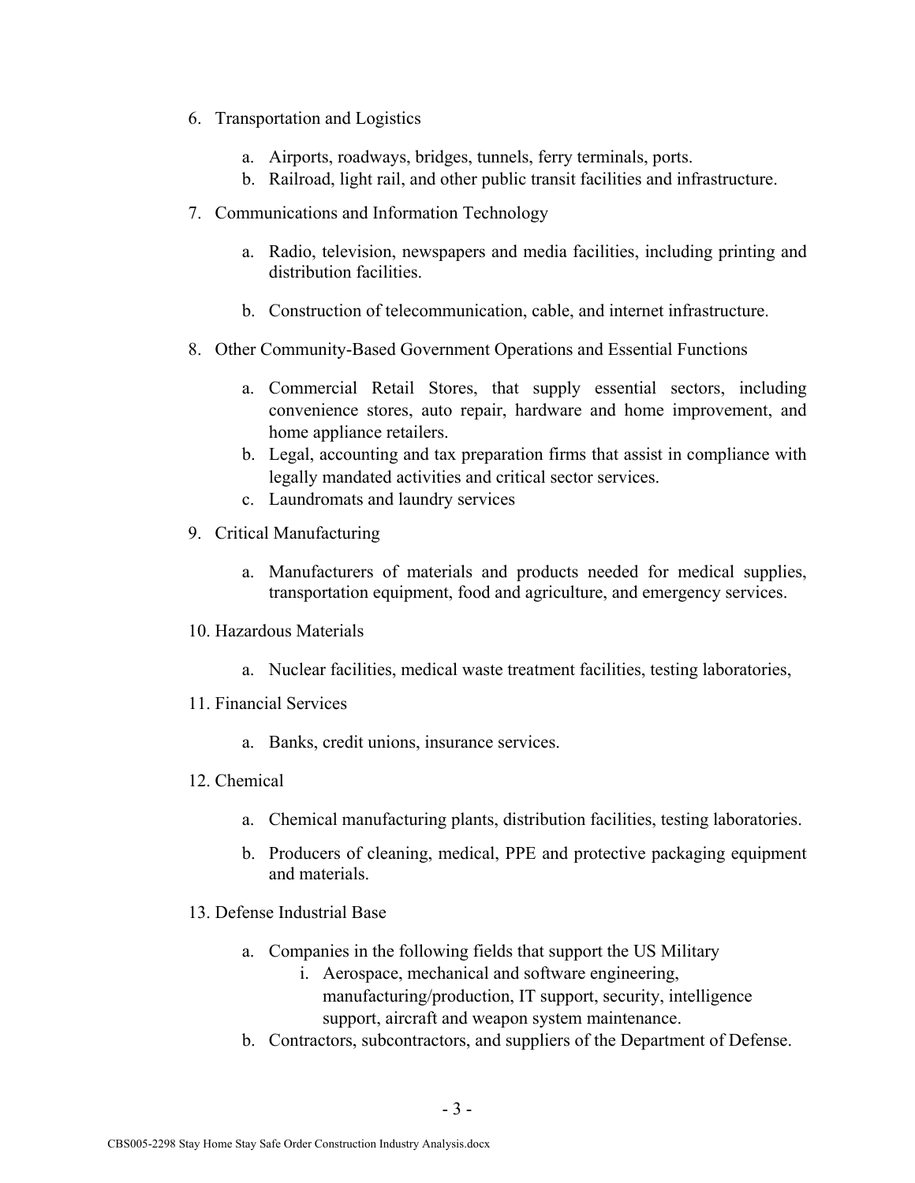6. Transportation and Logistics

    a. Airports, roadways, bridges, tunnels, ferry terminals, ports.
    b. Railroad, light rail, and other public transit facilities and infrastructure.

7. Communications and Information Technology

    a. Radio, television, newspapers and media facilities, including printing and distribution facilities.

    b. Construction of telecommunication, cable, and internet infrastructure.

8. Other Community-Based Government Operations and Essential Functions

    a. Commercial Retail Stores, that supply essential sectors, including convenience stores, auto repair, hardware and home improvement, and home appliance retailers.
    b. Legal, accounting and tax preparation firms that assist in compliance with legally mandated activities and critical sector services.
    c. Laundromats and laundry services

9. Critical Manufacturing

    a. Manufacturers of materials and products needed for medical supplies, transportation equipment, food and agriculture, and emergency services.

10. Hazardous Materials

    a. Nuclear facilities, medical waste treatment facilities, testing laboratories,

11. Financial Services

    a. Banks, credit unions, insurance services.

12. Chemical

    a. Chemical manufacturing plants, distribution facilities, testing laboratories.

    b. Producers of cleaning, medical, PPE and protective packaging equipment and materials.

13. Defense Industrial Base

    a. Companies in the following fields that support the US Military
        i. Aerospace, mechanical and software engineering, manufacturing/production, IT support, security, intelligence support, aircraft and weapon system maintenance.
    b. Contractors, subcontractors, and suppliers of the Department of Defense.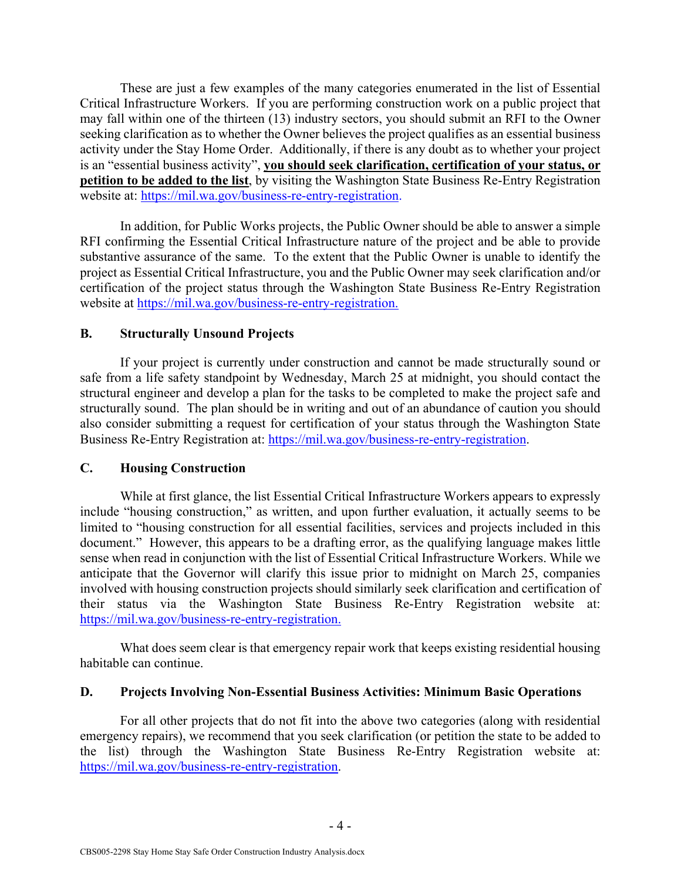These are just a few examples of the many categories enumerated in the list of Essential Critical Infrastructure Workers. If you are performing construction work on a public project that may fall within one of the thirteen (13) industry sectors, you should submit an RFI to the Owner seeking clarification as to whether the Owner believes the project qualifies as an essential business activity under the Stay Home Order. Additionally, if there is any doubt as to whether your project is an "essential business activity", **you should seek clarification, certification of your status, or petition to be added to the list**, by visiting the Washington State Business Re-Entry Registration website at: https://mil.wa.gov/business-re-entry-registration.

In addition, for Public Works projects, the Public Owner should be able to answer a simple RFI confirming the Essential Critical Infrastructure nature of the project and be able to provide substantive assurance of the same. To the extent that the Public Owner is unable to identify the project as Essential Critical Infrastructure, you and the Public Owner may seek clarification and/or certification of the project status through the Washington State Business Re-Entry Registration website at https://mil.wa.gov/business-re-entry-registration.

### B. Structurally Unsound Projects

If your project is currently under construction and cannot be made structurally sound or safe from a life safety standpoint by Wednesday, March 25 at midnight, you should contact the structural engineer and develop a plan for the tasks to be completed to make the project safe and structurally sound. The plan should be in writing and out of an abundance of caution you should also consider submitting a request for certification of your status through the Washington State Business Re-Entry Registration at: https://mil.wa.gov/business-re-entry-registration.

### C. Housing Construction

While at first glance, the list Essential Critical Infrastructure Workers appears to expressly include "housing construction," as written, and upon further evaluation, it actually seems to be limited to "housing construction for all essential facilities, services and projects included in this document." However, this appears to be a drafting error, as the qualifying language makes little sense when read in conjunction with the list of Essential Critical Infrastructure Workers. While we anticipate that the Governor will clarify this issue prior to midnight on March 25, companies involved with housing construction projects should similarly seek clarification and certification of their status via the Washington State Business Re-Entry Registration website at: https://mil.wa.gov/business-re-entry-registration.

What does seem clear is that emergency repair work that keeps existing residential housing habitable can continue.

### D. Projects Involving Non-Essential Business Activities: Minimum Basic Operations

For all other projects that do not fit into the above two categories (along with residential emergency repairs), we recommend that you seek clarification (or petition the state to be added to the list) through the Washington State Business Re-Entry Registration website at: https://mil.wa.gov/business-re-entry-registration.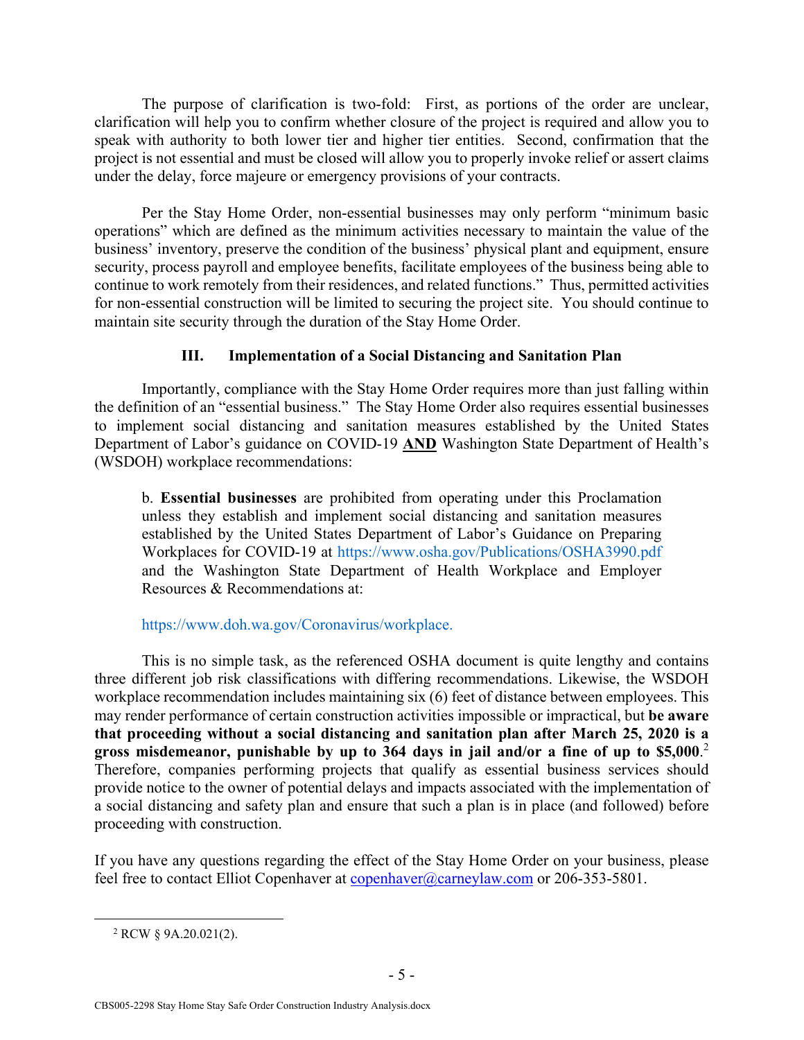The purpose of clarification is two-fold: First, as portions of the order are unclear, clarification will help you to confirm whether closure of the project is required and allow you to speak with authority to both lower tier and higher tier entities. Second, confirmation that the project is not essential and must be closed will allow you to properly invoke relief or assert claims under the delay, force majeure or emergency provisions of your contracts.

Per the Stay Home Order, non-essential businesses may only perform "minimum basic operations" which are defined as the minimum activities necessary to maintain the value of the business' inventory, preserve the condition of the business' physical plant and equipment, ensure security, process payroll and employee benefits, facilitate employees of the business being able to continue to work remotely from their residences, and related functions." Thus, permitted activities for non-essential construction will be limited to securing the project site. You should continue to maintain site security through the duration of the Stay Home Order.

### III. Implementation of a Social Distancing and Sanitation Plan

Importantly, compliance with the Stay Home Order requires more than just falling within the definition of an "essential business." The Stay Home Order also requires essential businesses to implement social distancing and sanitation measures established by the United States Department of Labor's guidance on COVID-19 **AND** Washington State Department of Health's (WSDOH) workplace recommendations:

> b. **Essential businesses** are prohibited from operating under this Proclamation unless they establish and implement social distancing and sanitation measures established by the United States Department of Labor's Guidance on Preparing Workplaces for COVID-19 at https://www.osha.gov/Publications/OSHA3990.pdf and the Washington State Department of Health Workplace and Employer Resources & Recommendations at:
>
> https://www.doh.wa.gov/Coronavirus/workplace.

This is no simple task, as the referenced OSHA document is quite lengthy and contains three different job risk classifications with differing recommendations. Likewise, the WSDOH workplace recommendation includes maintaining six (6) feet of distance between employees. This may render performance of certain construction activities impossible or impractical, but **be aware that proceeding without a social distancing and sanitation plan after March 25, 2020 is a gross misdemeanor, punishable by up to 364 days in jail and/or a fine of up to $5,000**.[2] Therefore, companies performing projects that qualify as essential business services should provide notice to the owner of potential delays and impacts associated with the implementation of a social distancing and safety plan and ensure that such a plan is in place (and followed) before proceeding with construction.

If you have any questions regarding the effect of the Stay Home Order on your business, please feel free to contact Elliot Copenhaver at copenhaver@carneylaw.com or 206-353-5801.

[2] RCW § 9A.20.021(2).